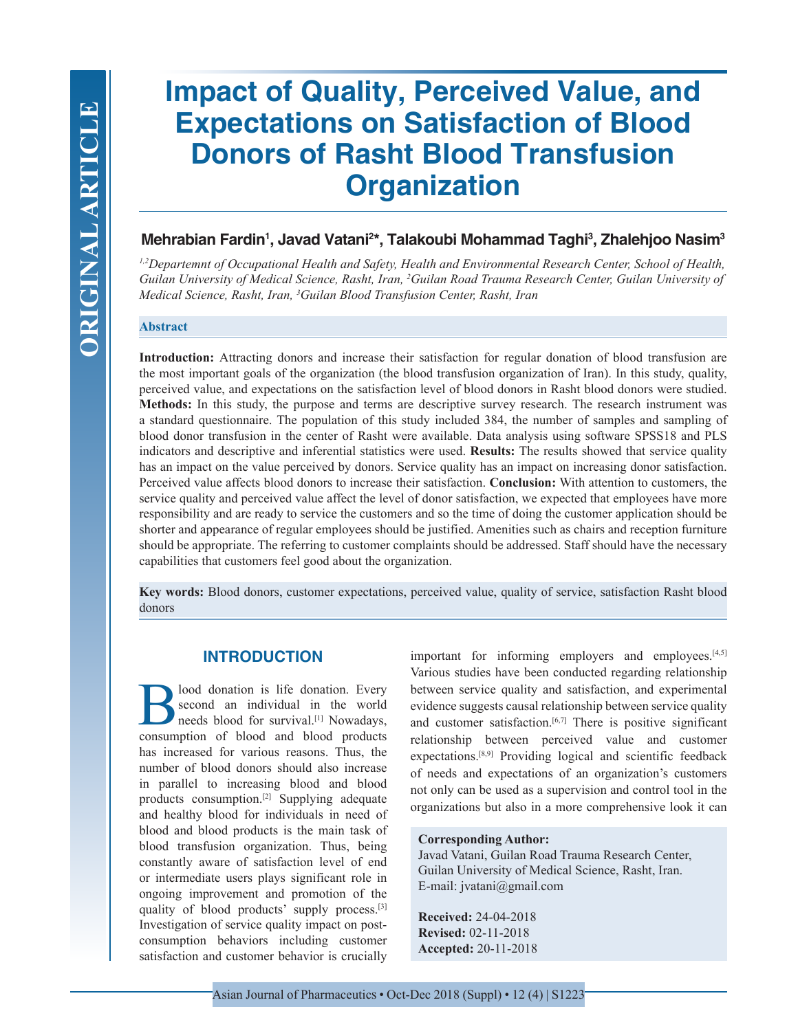ORIGINAL ARTICLE

# Impact of Quality, Perceived Value, and Expectations on Satisfaction of Blood Donors of Rasht Blood Transfusion Organization

**Mehrabian Fardin[1], Javad Vatani[2]*, Talakoubi Mohammad Taghi[3], Zhalehjoo Nasim[3]**

*[1,2]Departemnt of Occupational Health and Safety, Health and Environmental Research Center, School of Health, Guilan University of Medical Science, Rasht, Iran, [2]Guilan Road Trauma Research Center, Guilan University of Medical Science, Rasht, Iran, [3]Guilan Blood Transfusion Center, Rasht, Iran*

## Abstract

**Introduction:** Attracting donors and increase their satisfaction for regular donation of blood transfusion are the most important goals of the organization (the blood transfusion organization of Iran). In this study, quality, perceived value, and expectations on the satisfaction level of blood donors in Rasht blood donors were studied. **Methods:** In this study, the purpose and terms are descriptive survey research. The research instrument was a standard questionnaire. The population of this study included 384, the number of samples and sampling of blood donor transfusion in the center of Rasht were available. Data analysis using software SPSS18 and PLS indicators and descriptive and inferential statistics were used. **Results:** The results showed that service quality has an impact on the value perceived by donors. Service quality has an impact on increasing donor satisfaction. Perceived value affects blood donors to increase their satisfaction. **Conclusion:** With attention to customers, the service quality and perceived value affect the level of donor satisfaction, we expected that employees have more responsibility and are ready to service the customers and so the time of doing the customer application should be shorter and appearance of regular employees should be justified. Amenities such as chairs and reception furniture should be appropriate. The referring to customer complaints should be addressed. Staff should have the necessary capabilities that customers feel good about the organization.

**Key words:** Blood donors, customer expectations, perceived value, quality of service, satisfaction Rasht blood donors

## INTRODUCTION

Blood donation is life donation. Every second an individual in the world needs blood for survival.[1] Nowadays, consumption of blood and blood products has increased for various reasons. Thus, the number of blood donors should also increase in parallel to increasing blood and blood products consumption.[2] Supplying adequate and healthy blood for individuals in need of blood and blood products is the main task of blood transfusion organization. Thus, being constantly aware of satisfaction level of end or intermediate users plays significant role in ongoing improvement and promotion of the quality of blood products' supply process.[3] Investigation of service quality impact on post-consumption behaviors including customer satisfaction and customer behavior is crucially important for informing employers and employees.[4,5] Various studies have been conducted regarding relationship between service quality and satisfaction, and experimental evidence suggests causal relationship between service quality and customer satisfaction.[6,7] There is positive significant relationship between perceived value and customer expectations.[8,9] Providing logical and scientific feedback of needs and expectations of an organization's customers not only can be used as a supervision and control tool in the organizations but also in a more comprehensive look it can

**Corresponding Author:**
Javad Vatani, Guilan Road Trauma Research Center, Guilan University of Medical Science, Rasht, Iran.
E-mail: jvatani@gmail.com

**Received:** 24-04-2018
**Revised:** 02-11-2018
**Accepted:** 20-11-2018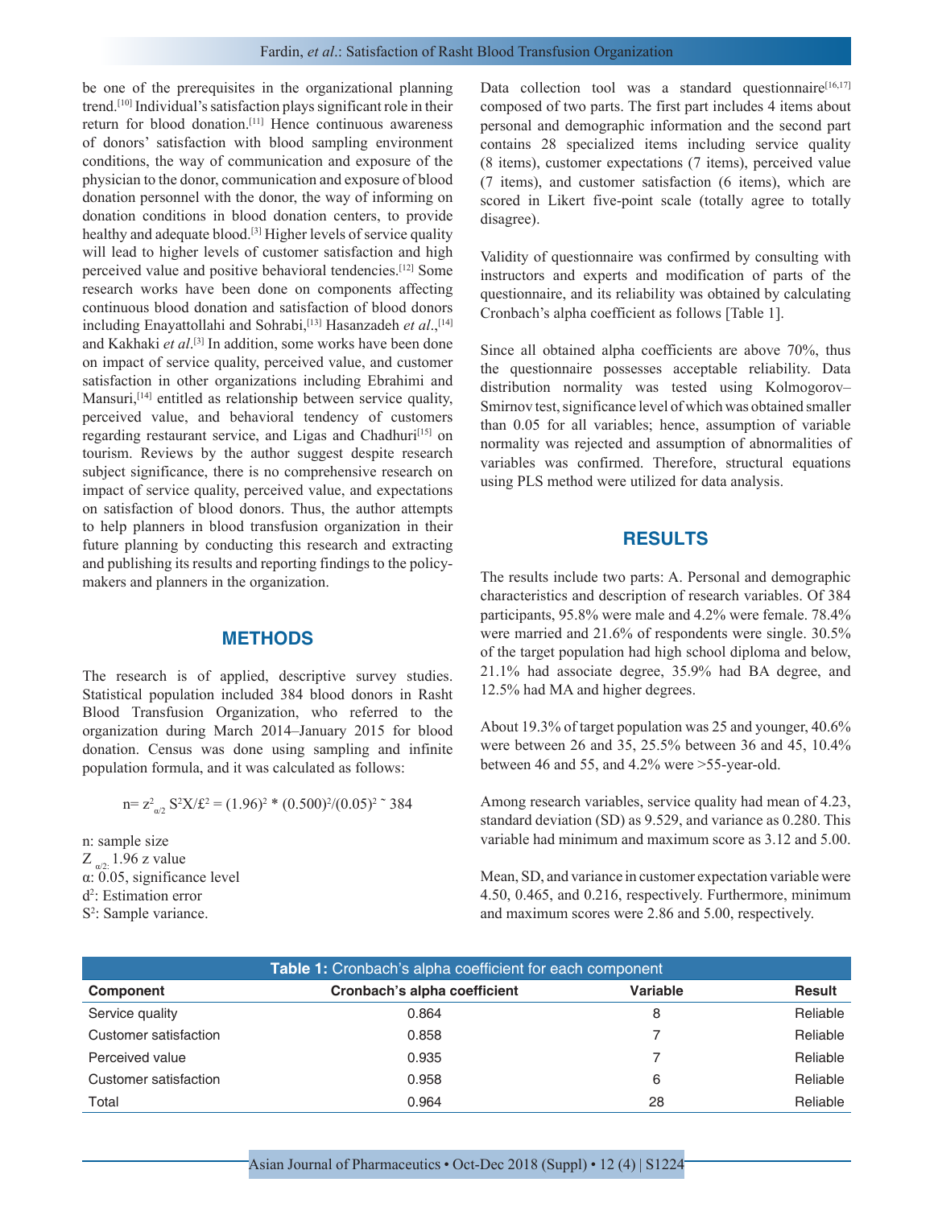be one of the prerequisites in the organizational planning trend.[10] Individual's satisfaction plays significant role in their return for blood donation.[11] Hence continuous awareness of donors' satisfaction with blood sampling environment conditions, the way of communication and exposure of the physician to the donor, communication and exposure of blood donation personnel with the donor, the way of informing on donation conditions in blood donation centers, to provide healthy and adequate blood.[3] Higher levels of service quality will lead to higher levels of customer satisfaction and high perceived value and positive behavioral tendencies.[12] Some research works have been done on components affecting continuous blood donation and satisfaction of blood donors including Enayattollahi and Sohrabi,[13] Hasanzadeh *et al*.,[14] and Kakhaki *et al*.[3] In addition, some works have been done on impact of service quality, perceived value, and customer satisfaction in other organizations including Ebrahimi and Mansuri,[14] entitled as relationship between service quality, perceived value, and behavioral tendency of customers regarding restaurant service, and Ligas and Chadhuri[15] on tourism. Reviews by the author suggest despite research subject significance, there is no comprehensive research on impact of service quality, perceived value, and expectations on satisfaction of blood donors. Thus, the author attempts to help planners in blood transfusion organization in their future planning by conducting this research and extracting and publishing its results and reporting findings to the policy-makers and planners in the organization.

## METHODS

The research is of applied, descriptive survey studies. Statistical population included 384 blood donors in Rasht Blood Transfusion Organization, who referred to the organization during March 2014–January 2015 for blood donation. Census was done using sampling and infinite population formula, and it was calculated as follows:

$$n= z^2_{\alpha/2}\ S^2X/£^2 = (1.96)^2 * (0.500)^2/(0.05)^2 \sim 384$$

n: sample size
$Z_{\alpha/2:}$ 1.96 z value
α: 0.05, significance level
$d^2$: Estimation error
$S^2$: Sample variance.

Data collection tool was a standard questionnaire[16,17] composed of two parts. The first part includes 4 items about personal and demographic information and the second part contains 28 specialized items including service quality (8 items), customer expectations (7 items), perceived value (7 items), and customer satisfaction (6 items), which are scored in Likert five-point scale (totally agree to totally disagree).

Validity of questionnaire was confirmed by consulting with instructors and experts and modification of parts of the questionnaire, and its reliability was obtained by calculating Cronbach's alpha coefficient as follows [Table 1].

Since all obtained alpha coefficients are above 70%, thus the questionnaire possesses acceptable reliability. Data distribution normality was tested using Kolmogorov–Smirnov test, significance level of which was obtained smaller than 0.05 for all variables; hence, assumption of variable normality was rejected and assumption of abnormalities of variables was confirmed. Therefore, structural equations using PLS method were utilized for data analysis.

## RESULTS

The results include two parts: A. Personal and demographic characteristics and description of research variables. Of 384 participants, 95.8% were male and 4.2% were female. 78.4% were married and 21.6% of respondents were single. 30.5% of the target population had high school diploma and below, 21.1% had associate degree, 35.9% had BA degree, and 12.5% had MA and higher degrees.

About 19.3% of target population was 25 and younger, 40.6% were between 26 and 35, 25.5% between 36 and 45, 10.4% between 46 and 55, and 4.2% were >55-year-old.

Among research variables, service quality had mean of 4.23, standard deviation (SD) as 9.529, and variance as 0.280. This variable had minimum and maximum score as 3.12 and 5.00.

Mean, SD, and variance in customer expectation variable were 4.50, 0.465, and 0.216, respectively. Furthermore, minimum and maximum scores were 2.86 and 5.00, respectively.

**Table 1:** Cronbach's alpha coefficient for each component

| Component | Cronbach's alpha coefficient | Variable | Result |
|---|---|---|---|
| Service quality | 0.864 | 8 | Reliable |
| Customer satisfaction | 0.858 | 7 | Reliable |
| Perceived value | 0.935 | 7 | Reliable |
| Customer satisfaction | 0.958 | 6 | Reliable |
| Total | 0.964 | 28 | Reliable |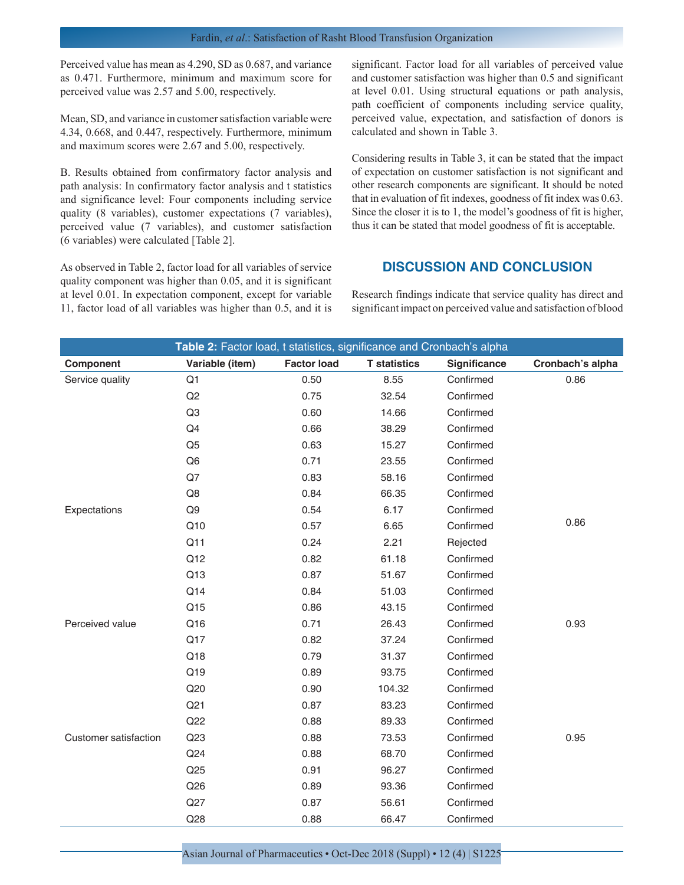Perceived value has mean as 4.290, SD as 0.687, and variance as 0.471. Furthermore, minimum and maximum score for perceived value was 2.57 and 5.00, respectively.

Mean, SD, and variance in customer satisfaction variable were 4.34, 0.668, and 0.447, respectively. Furthermore, minimum and maximum scores were 2.67 and 5.00, respectively.

B. Results obtained from confirmatory factor analysis and path analysis: In confirmatory factor analysis and t statistics and significance level: Four components including service quality (8 variables), customer expectations (7 variables), perceived value (7 variables), and customer satisfaction (6 variables) were calculated [Table 2].

As observed in Table 2, factor load for all variables of service quality component was higher than 0.05, and it is significant at level 0.01. In expectation component, except for variable 11, factor load of all variables was higher than 0.5, and it is significant. Factor load for all variables of perceived value and customer satisfaction was higher than 0.5 and significant at level 0.01. Using structural equations or path analysis, path coefficient of components including service quality, perceived value, expectation, and satisfaction of donors is calculated and shown in Table 3.

Considering results in Table 3, it can be stated that the impact of expectation on customer satisfaction is not significant and other research components are significant. It should be noted that in evaluation of fit indexes, goodness of fit index was 0.63. Since the closer it is to 1, the model's goodness of fit is higher, thus it can be stated that model goodness of fit is acceptable.

## DISCUSSION AND CONCLUSION

Research findings indicate that service quality has direct and significant impact on perceived value and satisfaction of blood

**Table 2:** Factor load, t statistics, significance and Cronbach's alpha

| Component | Variable (item) | Factor load | T statistics | Significance | Cronbach's alpha |
|---|---|---|---|---|---|
| Service quality | Q1 | 0.50 | 8.55 | Confirmed | 0.86 |
| | Q2 | 0.75 | 32.54 | Confirmed | |
| | Q3 | 0.60 | 14.66 | Confirmed | |
| | Q4 | 0.66 | 38.29 | Confirmed | |
| | Q5 | 0.63 | 15.27 | Confirmed | |
| | Q6 | 0.71 | 23.55 | Confirmed | |
| | Q7 | 0.83 | 58.16 | Confirmed | |
| | Q8 | 0.84 | 66.35 | Confirmed | |
| Expectations | Q9 | 0.54 | 6.17 | Confirmed | |
| | Q10 | 0.57 | 6.65 | Confirmed | 0.86 |
| | Q11 | 0.24 | 2.21 | Rejected | |
| | Q12 | 0.82 | 61.18 | Confirmed | |
| | Q13 | 0.87 | 51.67 | Confirmed | |
| | Q14 | 0.84 | 51.03 | Confirmed | |
| | Q15 | 0.86 | 43.15 | Confirmed | |
| Perceived value | Q16 | 0.71 | 26.43 | Confirmed | 0.93 |
| | Q17 | 0.82 | 37.24 | Confirmed | |
| | Q18 | 0.79 | 31.37 | Confirmed | |
| | Q19 | 0.89 | 93.75 | Confirmed | |
| | Q20 | 0.90 | 104.32 | Confirmed | |
| | Q21 | 0.87 | 83.23 | Confirmed | |
| | Q22 | 0.88 | 89.33 | Confirmed | |
| Customer satisfaction | Q23 | 0.88 | 73.53 | Confirmed | 0.95 |
| | Q24 | 0.88 | 68.70 | Confirmed | |
| | Q25 | 0.91 | 96.27 | Confirmed | |
| | Q26 | 0.89 | 93.36 | Confirmed | |
| | Q27 | 0.87 | 56.61 | Confirmed | |
| | Q28 | 0.88 | 66.47 | Confirmed | |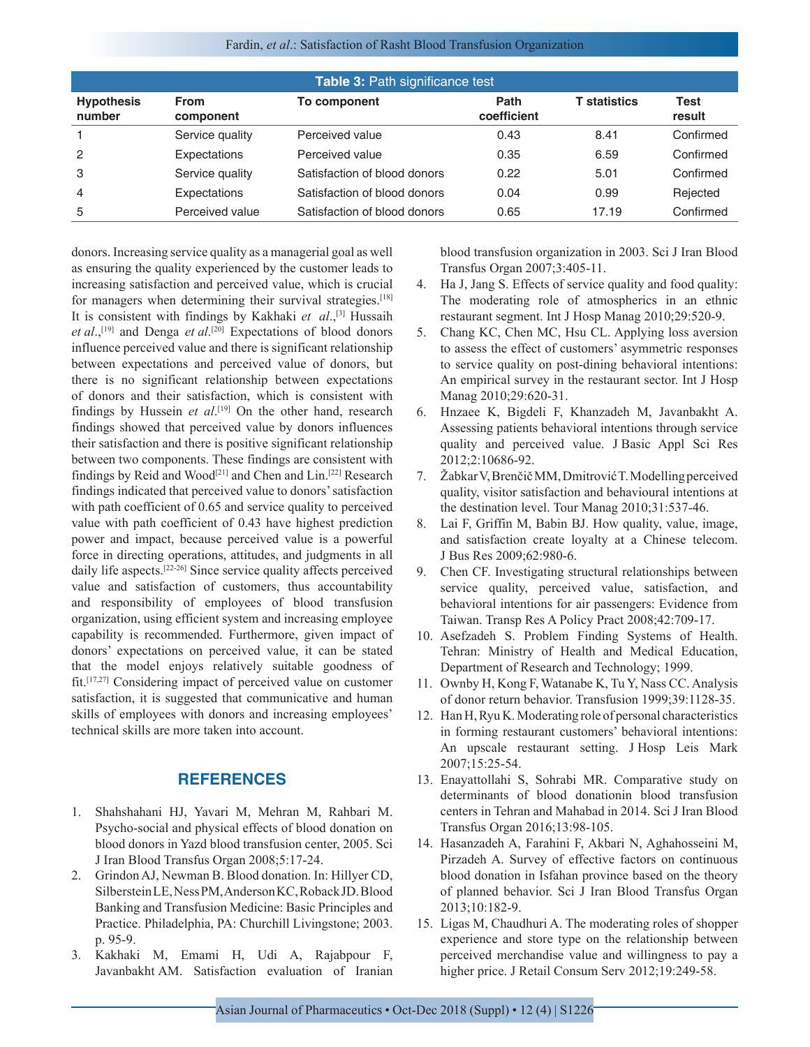**Table 3:** Path significance test

| Hypothesis number | From component | To component | Path coefficient | T statistics | Test result |
|---|---|---|---|---|---|
| 1 | Service quality | Perceived value | 0.43 | 8.41 | Confirmed |
| 2 | Expectations | Perceived value | 0.35 | 6.59 | Confirmed |
| 3 | Service quality | Satisfaction of blood donors | 0.22 | 5.01 | Confirmed |
| 4 | Expectations | Satisfaction of blood donors | 0.04 | 0.99 | Rejected |
| 5 | Perceived value | Satisfaction of blood donors | 0.65 | 17.19 | Confirmed |

donors. Increasing service quality as a managerial goal as well as ensuring the quality experienced by the customer leads to increasing satisfaction and perceived value, which is crucial for managers when determining their survival strategies.[18] It is consistent with findings by Kakhaki *et al*.,[3] Hussaih *et al*.,[19] and Denga *et al*.[20] Expectations of blood donors influence perceived value and there is significant relationship between expectations and perceived value of donors, but there is no significant relationship between expectations of donors and their satisfaction, which is consistent with findings by Hussein *et al*.[19] On the other hand, research findings showed that perceived value by donors influences their satisfaction and there is positive significant relationship between two components. These findings are consistent with findings by Reid and Wood[21] and Chen and Lin.[22] Research findings indicated that perceived value to donors' satisfaction with path coefficient of 0.65 and service quality to perceived value with path coefficient of 0.43 have highest prediction power and impact, because perceived value is a powerful force in directing operations, attitudes, and judgments in all daily life aspects.[22-26] Since service quality affects perceived value and satisfaction of customers, thus accountability and responsibility of employees of blood transfusion organization, using efficient system and increasing employee capability is recommended. Furthermore, given impact of donors' expectations on perceived value, it can be stated that the model enjoys relatively suitable goodness of fit.[17,27] Considering impact of perceived value on customer satisfaction, it is suggested that communicative and human skills of employees with donors and increasing employees' technical skills are more taken into account.

## REFERENCES

1. Shahshahani HJ, Yavari M, Mehran M, Rahbari M. Psycho-social and physical effects of blood donation on blood donors in Yazd blood transfusion center, 2005. Sci J Iran Blood Transfus Organ 2008;5:17-24.
2. Grindon AJ, Newman B. Blood donation. In: Hillyer CD, Silberstein LE, Ness PM, Anderson KC, Roback JD. Blood Banking and Transfusion Medicine: Basic Principles and Practice. Philadelphia, PA: Churchill Livingstone; 2003. p. 95-9.
3. Kakhaki M, Emami H, Udi A, Rajabpour F, Javanbakht AM. Satisfaction evaluation of Iranian blood transfusion organization in 2003. Sci J Iran Blood Transfus Organ 2007;3:405-11.
4. Ha J, Jang S. Effects of service quality and food quality: The moderating role of atmospherics in an ethnic restaurant segment. Int J Hosp Manag 2010;29:520-9.
5. Chang KC, Chen MC, Hsu CL. Applying loss aversion to assess the effect of customers' asymmetric responses to service quality on post-dining behavioral intentions: An empirical survey in the restaurant sector. Int J Hosp Manag 2010;29:620-31.
6. Hnzaee K, Bigdeli F, Khanzadeh M, Javanbakht A. Assessing patients behavioral intentions through service quality and perceived value. J Basic Appl Sci Res 2012;2:10686-92.
7. Žabkar V, Brenčič MM, Dmitrović T. Modelling perceived quality, visitor satisfaction and behavioural intentions at the destination level. Tour Manag 2010;31:537-46.
8. Lai F, Griffin M, Babin BJ. How quality, value, image, and satisfaction create loyalty at a Chinese telecom. J Bus Res 2009;62:980-6.
9. Chen CF. Investigating structural relationships between service quality, perceived value, satisfaction, and behavioral intentions for air passengers: Evidence from Taiwan. Transp Res A Policy Pract 2008;42:709-17.
10. Asefzadeh S. Problem Finding Systems of Health. Tehran: Ministry of Health and Medical Education, Department of Research and Technology; 1999.
11. Ownby H, Kong F, Watanabe K, Tu Y, Nass CC. Analysis of donor return behavior. Transfusion 1999;39:1128-35.
12. Han H, Ryu K. Moderating role of personal characteristics in forming restaurant customers' behavioral intentions: An upscale restaurant setting. J Hosp Leis Mark 2007;15:25-54.
13. Enayattollahi S, Sohrabi MR. Comparative study on determinants of blood donationin blood transfusion centers in Tehran and Mahabad in 2014. Sci J Iran Blood Transfus Organ 2016;13:98-105.
14. Hasanzadeh A, Farahini F, Akbari N, Aghahosseini M, Pirzadeh A. Survey of effective factors on continuous blood donation in Isfahan province based on the theory of planned behavior. Sci J Iran Blood Transfus Organ 2013;10:182-9.
15. Ligas M, Chaudhuri A. The moderating roles of shopper experience and store type on the relationship between perceived merchandise value and willingness to pay a higher price. J Retail Consum Serv 2012;19:249-58.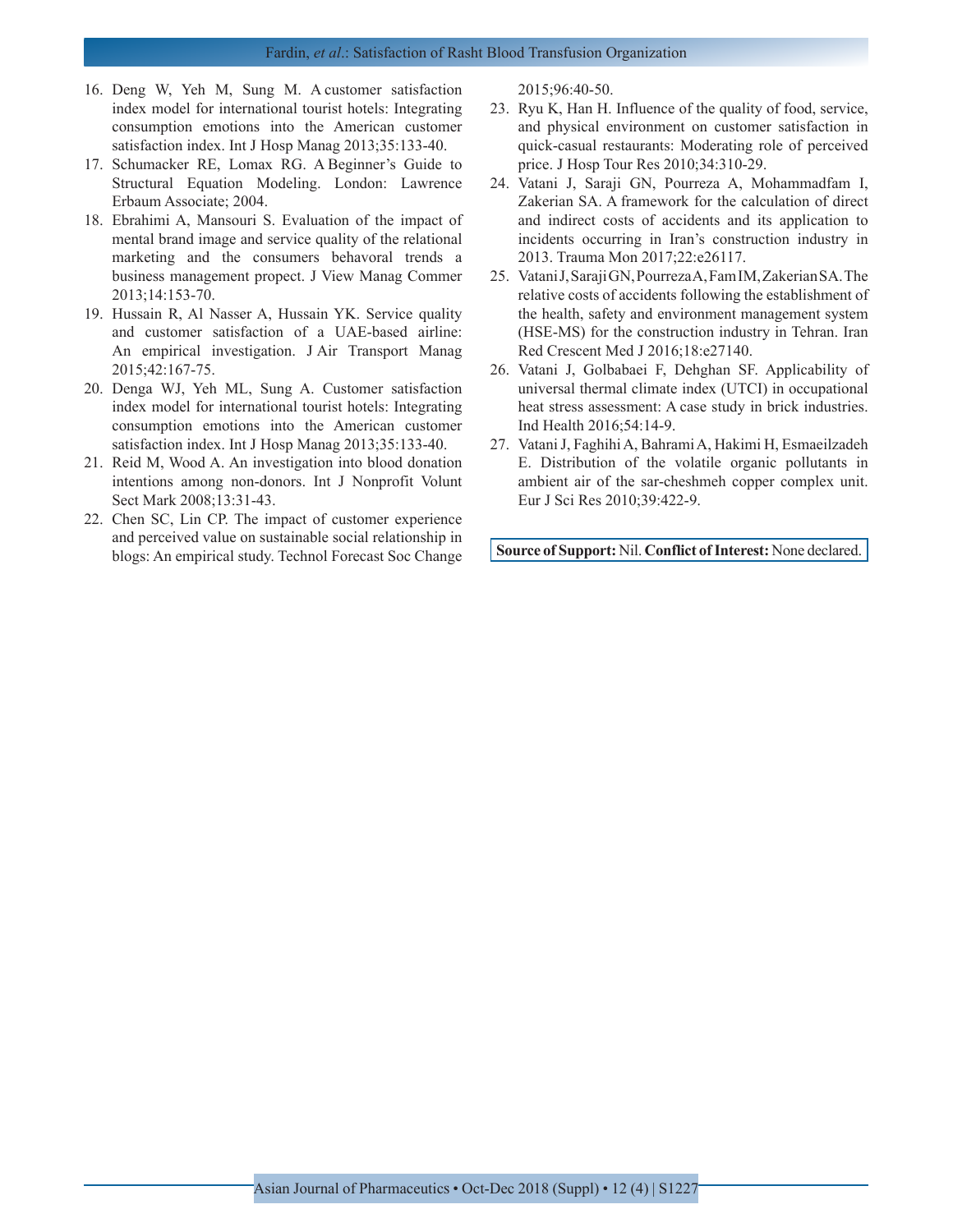16. Deng W, Yeh M, Sung M. A customer satisfaction index model for international tourist hotels: Integrating consumption emotions into the American customer satisfaction index. Int J Hosp Manag 2013;35:133-40.
17. Schumacker RE, Lomax RG. A Beginner's Guide to Structural Equation Modeling. London: Lawrence Erbaum Associate; 2004.
18. Ebrahimi A, Mansouri S. Evaluation of the impact of mental brand image and service quality of the relational marketing and the consumers behavoral trends a business management propect. J View Manag Commer 2013;14:153-70.
19. Hussain R, Al Nasser A, Hussain YK. Service quality and customer satisfaction of a UAE-based airline: An empirical investigation. J Air Transport Manag 2015;42:167-75.
20. Denga WJ, Yeh ML, Sung A. Customer satisfaction index model for international tourist hotels: Integrating consumption emotions into the American customer satisfaction index. Int J Hosp Manag 2013;35:133-40.
21. Reid M, Wood A. An investigation into blood donation intentions among non-donors. Int J Nonprofit Volunt Sect Mark 2008;13:31-43.
22. Chen SC, Lin CP. The impact of customer experience and perceived value on sustainable social relationship in blogs: An empirical study. Technol Forecast Soc Change 2015;96:40-50.
23. Ryu K, Han H. Influence of the quality of food, service, and physical environment on customer satisfaction in quick-casual restaurants: Moderating role of perceived price. J Hosp Tour Res 2010;34:310-29.
24. Vatani J, Saraji GN, Pourreza A, Mohammadfam I, Zakerian SA. A framework for the calculation of direct and indirect costs of accidents and its application to incidents occurring in Iran's construction industry in 2013. Trauma Mon 2017;22:e26117.
25. Vatani J, Saraji GN, Pourreza A, Fam IM, Zakerian SA. The relative costs of accidents following the establishment of the health, safety and environment management system (HSE-MS) for the construction industry in Tehran. Iran Red Crescent Med J 2016;18:e27140.
26. Vatani J, Golbabaei F, Dehghan SF. Applicability of universal thermal climate index (UTCI) in occupational heat stress assessment: A case study in brick industries. Ind Health 2016;54:14-9.
27. Vatani J, Faghihi A, Bahrami A, Hakimi H, Esmaeilzadeh E. Distribution of the volatile organic pollutants in ambient air of the sar-cheshmeh copper complex unit. Eur J Sci Res 2010;39:422-9.

**Source of Support:** Nil. **Conflict of Interest:** None declared.